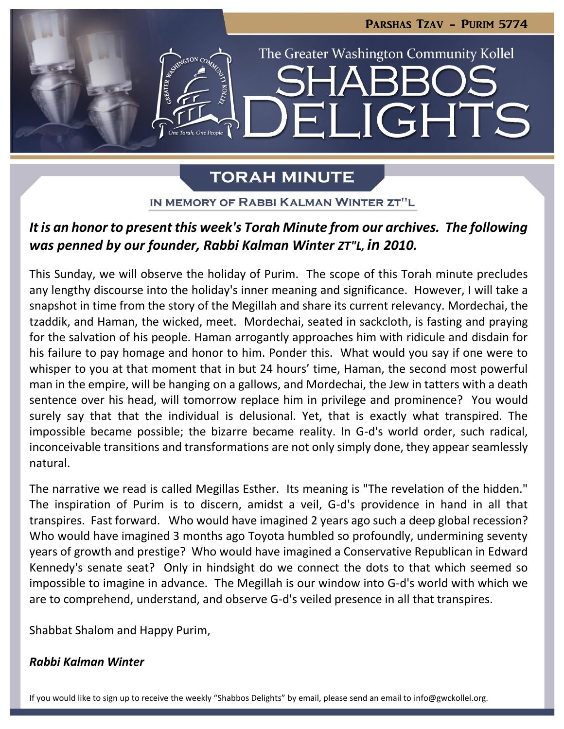Parshas Tzav – Purim 5774

The Greater Washington Community Kollel

# SHABBOS DELIGHTS

## TORAH MINUTE

### IN MEMORY OF RABBI KALMAN WINTER ZT"L

***It is an honor to present this week's Torah Minute from our archives. The following was penned by our founder, Rabbi Kalman Winter ZT"L, in 2010.***

This Sunday, we will observe the holiday of Purim. The scope of this Torah minute precludes any lengthy discourse into the holiday's inner meaning and significance. However, I will take a snapshot in time from the story of the Megillah and share its current relevancy. Mordechai, the tzaddik, and Haman, the wicked, meet. Mordechai, seated in sackcloth, is fasting and praying for the salvation of his people. Haman arrogantly approaches him with ridicule and disdain for his failure to pay homage and honor to him. Ponder this. What would you say if one were to whisper to you at that moment that in but 24 hours' time, Haman, the second most powerful man in the empire, will be hanging on a gallows, and Mordechai, the Jew in tatters with a death sentence over his head, will tomorrow replace him in privilege and prominence? You would surely say that that the individual is delusional. Yet, that is exactly what transpired. The impossible became possible; the bizarre became reality. In G-d's world order, such radical, inconceivable transitions and transformations are not only simply done, they appear seamlessly natural.

The narrative we read is called Megillas Esther. Its meaning is "The revelation of the hidden." The inspiration of Purim is to discern, amidst a veil, G-d's providence in hand in all that transpires. Fast forward. Who would have imagined 2 years ago such a deep global recession? Who would have imagined 3 months ago Toyota humbled so profoundly, undermining seventy years of growth and prestige? Who would have imagined a Conservative Republican in Edward Kennedy's senate seat? Only in hindsight do we connect the dots to that which seemed so impossible to imagine in advance. The Megillah is our window into G-d's world with which we are to comprehend, understand, and observe G-d's veiled presence in all that transpires.

Shabbat Shalom and Happy Purim,

***Rabbi Kalman Winter***

If you would like to sign up to receive the weekly "Shabbos Delights" by email, please send an email to info@gwckollel.org.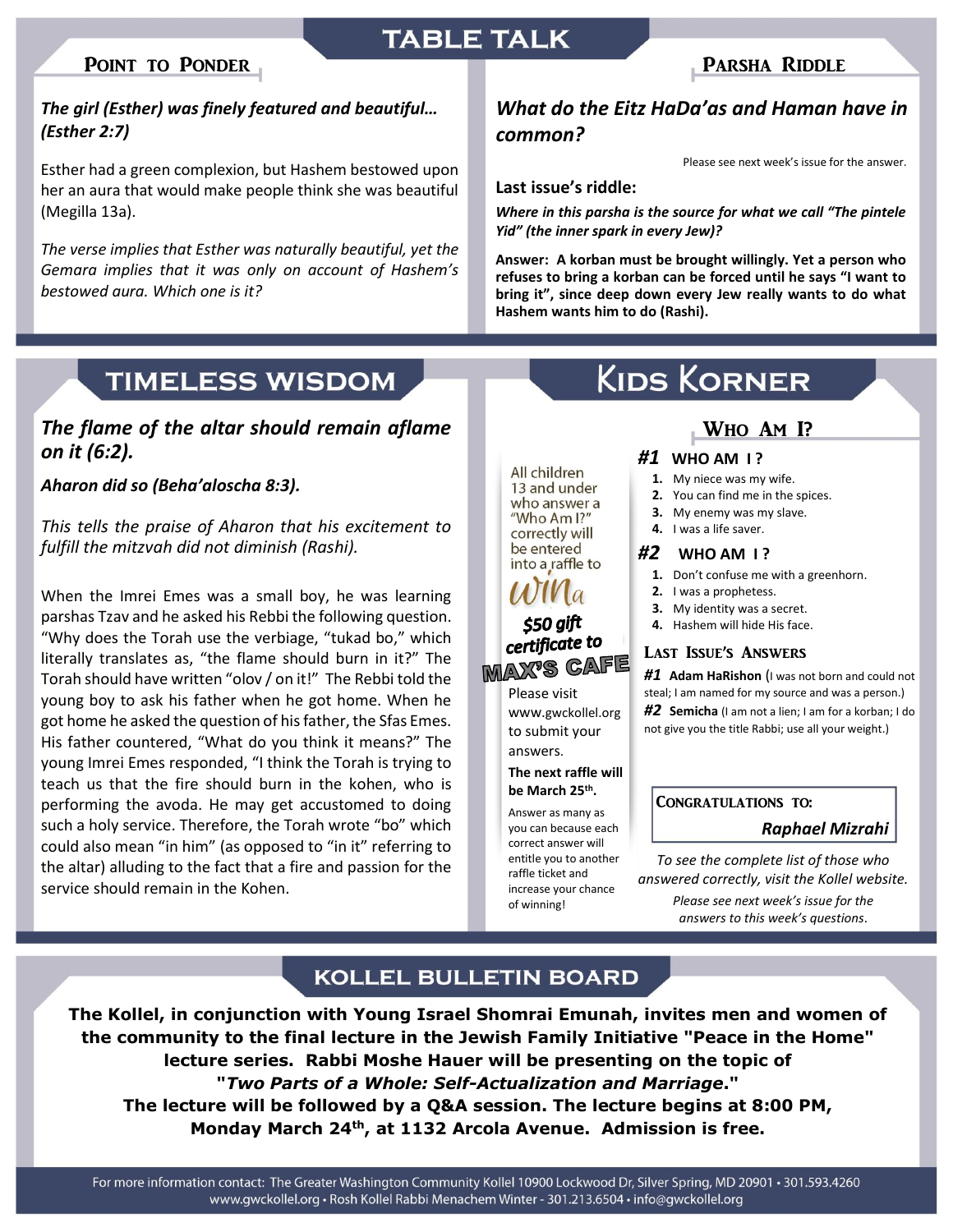# TABLE TALK

## Point to Ponder

***The girl (Esther) was finely featured and beautiful… (Esther 2:7)***

Esther had a green complexion, but Hashem bestowed upon her an aura that would make people think she was beautiful (Megilla 13a).

*The verse implies that Esther was naturally beautiful, yet the Gemara implies that it was only on account of Hashem's bestowed aura. Which one is it?*

## Parsha Riddle

***What do the Eitz HaDa'as and Haman have in common?***

Please see next week's issue for the answer.

**Last issue's riddle:**

***Where in this parsha is the source for what we call "The pintele Yid" (the inner spark in every Jew)?***

**Answer: A korban must be brought willingly. Yet a person who refuses to bring a korban can be forced until he says "I want to bring it", since deep down every Jew really wants to do what Hashem wants him to do (Rashi).**

# TIMELESS WISDOM

***The flame of the altar should remain aflame on it (6:2).***

***Aharon did so (Beha'aloscha 8:3).***

*This tells the praise of Aharon that his excitement to fulfill the mitzvah did not diminish (Rashi).*

When the Imrei Emes was a small boy, he was learning parshas Tzav and he asked his Rebbi the following question. "Why does the Torah use the verbiage, "tukad bo," which literally translates as, "the flame should burn in it?" The Torah should have written "olov / on it!" The Rebbi told the young boy to ask his father when he got home. When he got home he asked the question of his father, the Sfas Emes. His father countered, "What do you think it means?" The young Imrei Emes responded, "I think the Torah is trying to teach us that the fire should burn in the kohen, who is performing the avoda. He may get accustomed to doing such a holy service. Therefore, the Torah wrote "bo" which could also mean "in him" (as opposed to "in it" referring to the altar) alluding to the fact that a fire and passion for the service should remain in the Kohen.

# Kids Korner

All children 13 and under who answer a "Who Am I?" correctly will be entered into a raffle to **WIN a $50 gift certificate to MAX'S CAFE**

Please visit www.gwckollel.org to submit your answers.

**The next raffle will be March 25th.**

Answer as many as you can because each correct answer will entitle you to another raffle ticket and increase your chance of winning!

## Who Am I?

### #1 WHO AM I ?

1. My niece was my wife.
2. You can find me in the spices.
3. My enemy was my slave.
4. I was a life saver.

### #2 WHO AM I ?

1. Don't confuse me with a greenhorn.
2. I was a prophetess.
3. My identity was a secret.
4. Hashem will hide His face.

### Last Issue's Answers

**#1 Adam HaRishon** (I was not born and could not steal; I am named for my source and was a person.)

**#2 Semicha** (I am not a lien; I am for a korban; I do not give you the title Rabbi; use all your weight.)

**Congratulations to:**

***Raphael Mizrahi***

*To see the complete list of those who answered correctly, visit the Kollel website.*

*Please see next week's issue for the answers to this week's questions.*

# KOLLEL BULLETIN BOARD

**The Kollel, in conjunction with Young Israel Shomrai Emunah, invites men and women of the community to the final lecture in the Jewish Family Initiative "Peace in the Home" lecture series. Rabbi Moshe Hauer will be presenting on the topic of "*Two Parts of a Whole: Self-Actualization and Marriage*." The lecture will be followed by a Q&A session. The lecture begins at 8:00 PM, Monday March 24th, at 1132 Arcola Avenue. Admission is free.**

For more information contact: The Greater Washington Community Kollel 10900 Lockwood Dr, Silver Spring, MD 20901 • 301.593.4260
www.gwckollel.org • Rosh Kollel Rabbi Menachem Winter - 301.213.6504 • info@gwckollel.org